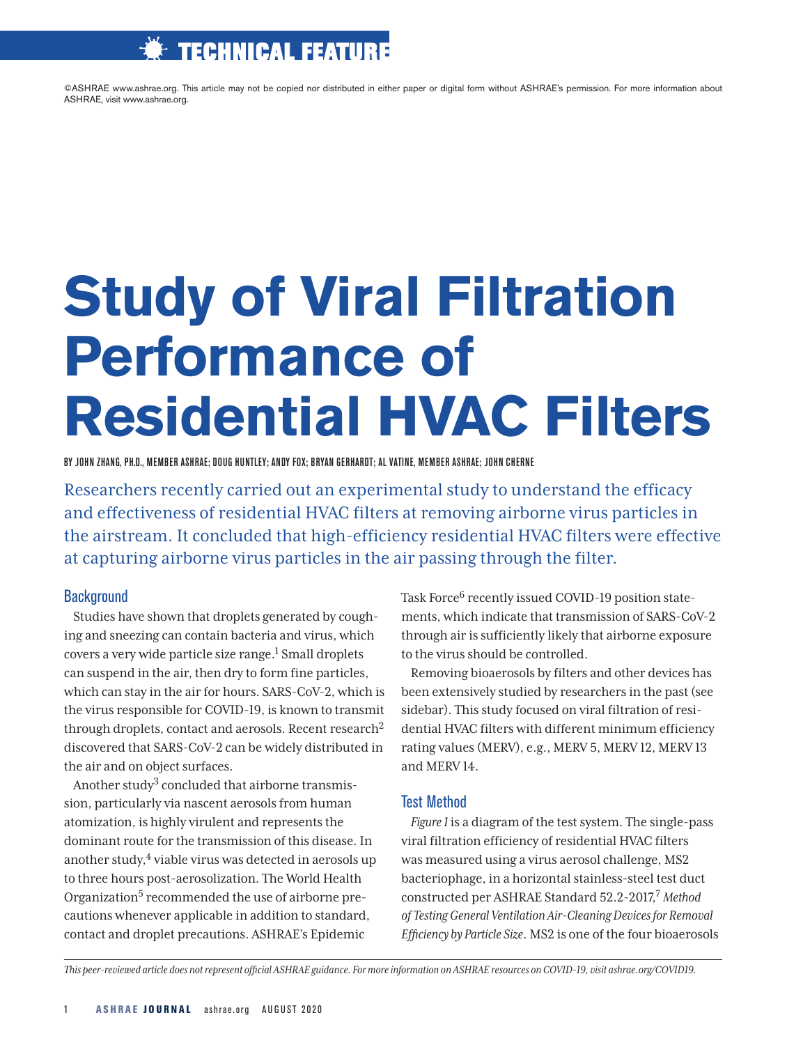TECHNICAL FEATURE

©ASHRAE www.ashrae.org. This article may not be copied nor distributed in either paper or digital form without ASHRAE's permission. For more information about ASHRAE, visit www.ashrae.org.

# Study of Viral Filtration Performance of Residential HVAC Filters

BY JOHN ZHANG, PH.D., MEMBER ASHRAE; DOUG HUNTLEY; ANDY FOX; BRYAN GERHARDT; AL VATINE, MEMBER ASHRAE; JOHN CHERNE

Researchers recently carried out an experimental study to understand the efficacy and effectiveness of residential HVAC filters at removing airborne virus particles in the airstream. It concluded that high-efficiency residential HVAC filters were effective at capturing airborne virus particles in the air passing through the filter.

## Background

Studies have shown that droplets generated by coughing and sneezing can contain bacteria and virus, which covers a very wide particle size range.[1] Small droplets can suspend in the air, then dry to form fine particles, which can stay in the air for hours. SARS-CoV-2, which is the virus responsible for COVID-19, is known to transmit through droplets, contact and aerosols. Recent research[2] discovered that SARS-CoV-2 can be widely distributed in the air and on object surfaces.

Another study[3] concluded that airborne transmission, particularly via nascent aerosols from human atomization, is highly virulent and represents the dominant route for the transmission of this disease. In another study,[4] viable virus was detected in aerosols up to three hours post-aerosolization. The World Health Organization[5] recommended the use of airborne precautions whenever applicable in addition to standard, contact and droplet precautions. ASHRAE's Epidemic Task Force[6] recently issued COVID-19 position statements, which indicate that transmission of SARS-CoV-2 through air is sufficiently likely that airborne exposure to the virus should be controlled.

Removing bioaerosols by filters and other devices has been extensively studied by researchers in the past (see sidebar). This study focused on viral filtration of residential HVAC filters with different minimum efficiency rating values (MERV), e.g., MERV 5, MERV 12, MERV 13 and MERV 14.

## Test Method

*Figure 1* is a diagram of the test system. The single-pass viral filtration efficiency of residential HVAC filters was measured using a virus aerosol challenge, MS2 bacteriophage, in a horizontal stainless-steel test duct constructed per ASHRAE Standard 52.2-2017,[7] *Method of Testing General Ventilation Air-Cleaning Devices for Removal Efficiency by Particle Size*. MS2 is one of the four bioaerosols

*This peer-reviewed article does not represent official ASHRAE guidance. For more information on ASHRAE resources on COVID-19, visit ashrae.org/COVID19.*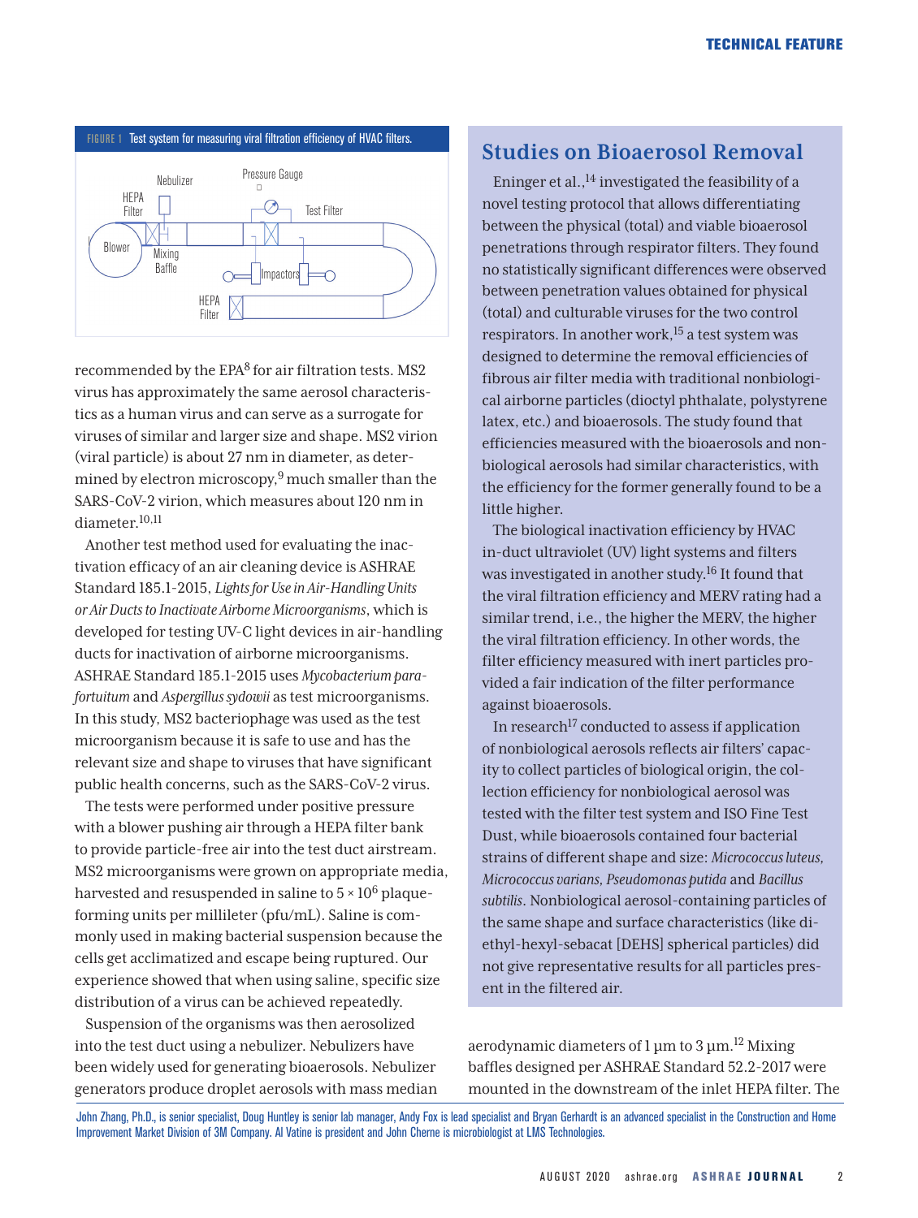FIGURE 1 Test system for measuring viral filtration efficiency of HVAC filters.

recommended by the EPA[8] for air filtration tests. MS2 virus has approximately the same aerosol characteristics as a human virus and can serve as a surrogate for viruses of similar and larger size and shape. MS2 virion (viral particle) is about 27 nm in diameter, as determined by electron microscopy,[9] much smaller than the SARS-CoV-2 virion, which measures about 120 nm in diameter.[10,11]

Another test method used for evaluating the inactivation efficacy of an air cleaning device is ASHRAE Standard 185.1-2015, *Lights for Use in Air-Handling Units or Air Ducts to Inactivate Airborne Microorganisms*, which is developed for testing UV-C light devices in air-handling ducts for inactivation of airborne microorganisms. ASHRAE Standard 185.1-2015 uses *Mycobacterium parafortuitum* and *Aspergillus sydowii* as test microorganisms. In this study, MS2 bacteriophage was used as the test microorganism because it is safe to use and has the relevant size and shape to viruses that have significant public health concerns, such as the SARS-CoV-2 virus.

The tests were performed under positive pressure with a blower pushing air through a HEPA filter bank to provide particle-free air into the test duct airstream. MS2 microorganisms were grown on appropriate media, harvested and resuspended in saline to $5 \times 10^6$ plaque-forming units per millileter (pfu/mL). Saline is commonly used in making bacterial suspension because the cells get acclimatized and escape being ruptured. Our experience showed that when using saline, specific size distribution of a virus can be achieved repeatedly.

Suspension of the organisms was then aerosolized into the test duct using a nebulizer. Nebulizers have been widely used for generating bioaerosols. Nebulizer generators produce droplet aerosols with mass median aerodynamic diameters of 1 µm to 3 µm.[12] Mixing baffles designed per ASHRAE Standard 52.2-2017 were mounted in the downstream of the inlet HEPA filter. The

## Studies on Bioaerosol Removal

Eninger et al.,[14] investigated the feasibility of a novel testing protocol that allows differentiating between the physical (total) and viable bioaerosol penetrations through respirator filters. They found no statistically significant differences were observed between penetration values obtained for physical (total) and culturable viruses for the two control respirators. In another work,[15] a test system was designed to determine the removal efficiencies of fibrous air filter media with traditional nonbiological airborne particles (dioctyl phthalate, polystyrene latex, etc.) and bioaerosols. The study found that efficiencies measured with the bioaerosols and nonbiological aerosols had similar characteristics, with the efficiency for the former generally found to be a little higher.

The biological inactivation efficiency by HVAC in-duct ultraviolet (UV) light systems and filters was investigated in another study.[16] It found that the viral filtration efficiency and MERV rating had a similar trend, i.e., the higher the MERV, the higher the viral filtration efficiency. In other words, the filter efficiency measured with inert particles provided a fair indication of the filter performance against bioaerosols.

In research[17] conducted to assess if application of nonbiological aerosols reflects air filters' capacity to collect particles of biological origin, the collection efficiency for nonbiological aerosol was tested with the filter test system and ISO Fine Test Dust, while bioaerosols contained four bacterial strains of different shape and size: *Micrococcus luteus, Micrococcus varians, Pseudomonas putida* and *Bacillus subtilis*. Nonbiological aerosol-containing particles of the same shape and surface characteristics (like di-ethyl-hexyl-sebacat [DEHS] spherical particles) did not give representative results for all particles present in the filtered air.

John Zhang, Ph.D., is senior specialist, Doug Huntley is senior lab manager, Andy Fox is lead specialist and Bryan Gerhardt is an advanced specialist in the Construction and Home Improvement Market Division of 3M Company. Al Vatine is president and John Cherne is microbiologist at LMS Technologies.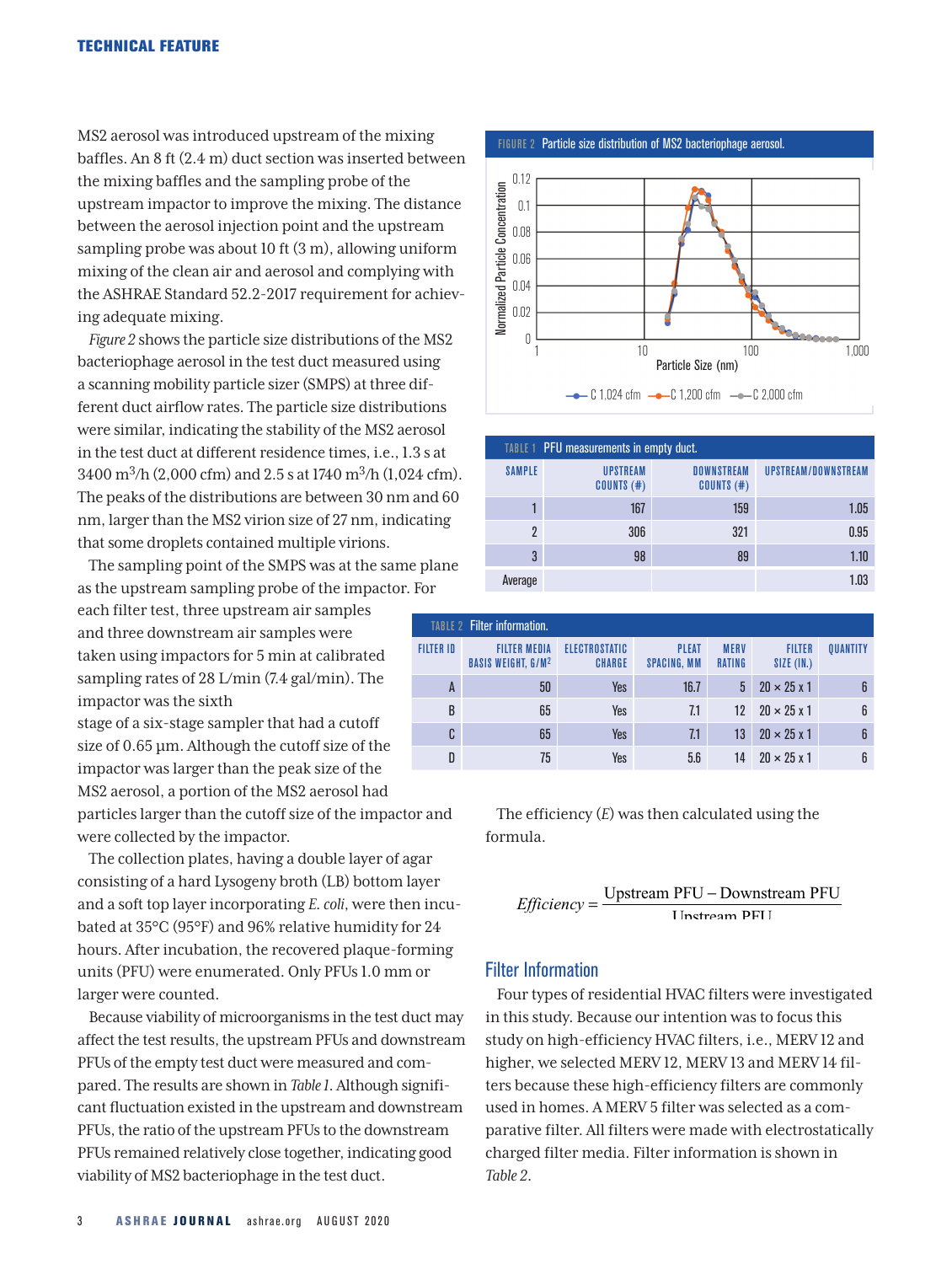MS2 aerosol was introduced upstream of the mixing baffles. An 8 ft (2.4 m) duct section was inserted between the mixing baffles and the sampling probe of the upstream impactor to improve the mixing. The distance between the aerosol injection point and the upstream sampling probe was about 10 ft (3 m), allowing uniform mixing of the clean air and aerosol and complying with the ASHRAE Standard 52.2-2017 requirement for achieving adequate mixing.

*Figure 2* shows the particle size distributions of the MS2 bacteriophage aerosol in the test duct measured using a scanning mobility particle sizer (SMPS) at three different duct airflow rates. The particle size distributions were similar, indicating the stability of the MS2 aerosol in the test duct at different residence times, i.e., 1.3 s at 3400 $m^3$/h (2,000 cfm) and 2.5 s at 1740 $m^3$/h (1,024 cfm). The peaks of the distributions are between 30 nm and 60 nm, larger than the MS2 virion size of 27 nm, indicating that some droplets contained multiple virions.

The sampling point of the SMPS was at the same plane as the upstream sampling probe of the impactor. For each filter test, three upstream air samples and three downstream air samples were taken using impactors for 5 min at calibrated sampling rates of 28 L/min (7.4 gal/min). The impactor was the sixth stage of a six-stage sampler that had a cutoff size of 0.65 µm. Although the cutoff size of the impactor was larger than the peak size of the MS2 aerosol, a portion of the MS2 aerosol had particles larger than the cutoff size of the impactor and were collected by the impactor.

The collection plates, having a double layer of agar consisting of a hard Lysogeny broth (LB) bottom layer and a soft top layer incorporating *E. coli*, were then incubated at 35°C (95°F) and 96% relative humidity for 24 hours. After incubation, the recovered plaque-forming units (PFU) were enumerated. Only PFUs 1.0 mm or larger were counted.

Because viability of microorganisms in the test duct may affect the test results, the upstream PFUs and downstream PFUs of the empty test duct were measured and compared. The results are shown in *Table 1*. Although significant fluctuation existed in the upstream and downstream PFUs, the ratio of the upstream PFUs to the downstream PFUs remained relatively close together, indicating good viability of MS2 bacteriophage in the test duct.

FIGURE 2 Particle size distribution of MS2 bacteriophage aerosol.

TABLE 1 PFU measurements in empty duct.

| SAMPLE | UPSTREAM COUNTS (#) | DOWNSTREAM COUNTS (#) | UPSTREAM/DOWNSTREAM |
|---|---|---|---|
| 1 | 167 | 159 | 1.05 |
| 2 | 306 | 321 | 0.95 |
| 3 | 98 | 89 | 1.10 |
| Average | | | 1.03 |

TABLE 2 Filter information.

| FILTER ID | FILTER MEDIA BASIS WEIGHT, G/M² | ELECTROSTATIC CHARGE | PLEAT SPACING, MM | MERV RATING | FILTER SIZE (IN.) | QUANTITY |
|---|---|---|---|---|---|---|
| A | 50 | Yes | 16.7 | 5 | 20 × 25 x 1 | 6 |
| B | 65 | Yes | 7.1 | 12 | 20 × 25 x 1 | 6 |
| C | 65 | Yes | 7.1 | 13 | 20 × 25 x 1 | 6 |
| D | 75 | Yes | 5.6 | 14 | 20 × 25 x 1 | 6 |

The efficiency ($E$) was then calculated using the formula.

$$Efficiency = \frac{\text{Upstream PFU} - \text{Downstream PFU}}{\text{Upstream PFU}}$$

## Filter Information

Four types of residential HVAC filters were investigated in this study. Because our intention was to focus this study on high-efficiency HVAC filters, i.e., MERV 12 and higher, we selected MERV 12, MERV 13 and MERV 14 filters because these high-efficiency filters are commonly used in homes. A MERV 5 filter was selected as a comparative filter. All filters were made with electrostatically charged filter media. Filter information is shown in *Table 2*.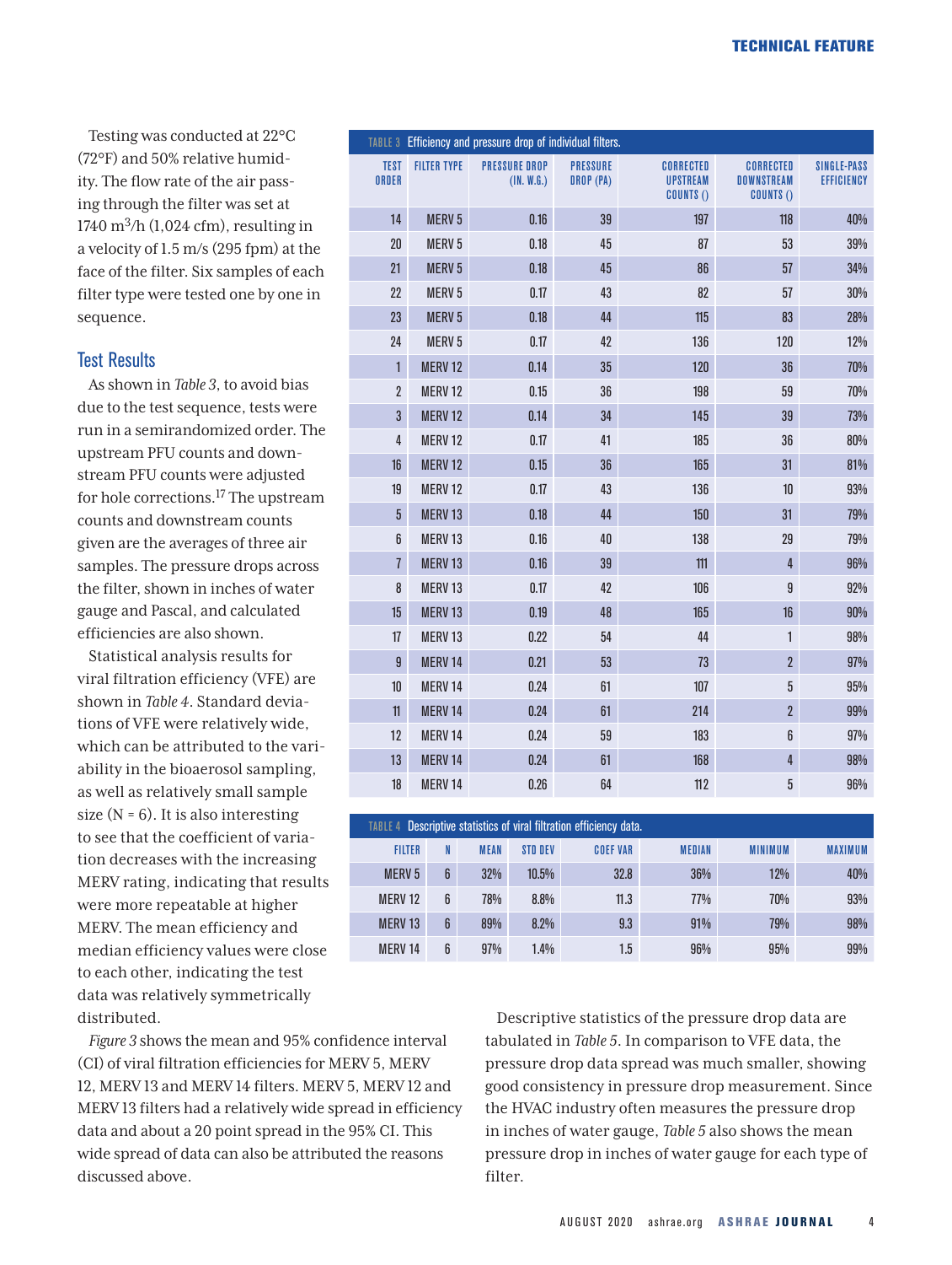Testing was conducted at 22°C (72°F) and 50% relative humidity. The flow rate of the air passing through the filter was set at 1740 $m^3$/h (1,024 cfm), resulting in a velocity of 1.5 m/s (295 fpm) at the face of the filter. Six samples of each filter type were tested one by one in sequence.

## Test Results

As shown in *Table 3*, to avoid bias due to the test sequence, tests were run in a semirandomized order. The upstream PFU counts and downstream PFU counts were adjusted for hole corrections.[17] The upstream counts and downstream counts given are the averages of three air samples. The pressure drops across the filter, shown in inches of water gauge and Pascal, and calculated efficiencies are also shown.

Statistical analysis results for viral filtration efficiency (VFE) are shown in *Table 4*. Standard deviations of VFE were relatively wide, which can be attributed to the variability in the bioaerosol sampling, as well as relatively small sample size (N = 6). It is also interesting to see that the coefficient of variation decreases with the increasing MERV rating, indicating that results were more repeatable at higher MERV. The mean efficiency and median efficiency values were close to each other, indicating the test data was relatively symmetrically distributed.

**TABLE 3** Efficiency and pressure drop of individual filters.

| TEST ORDER | FILTER TYPE | PRESSURE DROP (IN. W.G.) | PRESSURE DROP (PA) | CORRECTED UPSTREAM COUNTS () | CORRECTED DOWNSTREAM COUNTS () | SINGLE-PASS EFFICIENCY |
|---|---|---|---|---|---|---|
| 14 | MERV 5 | 0.16 | 39 | 197 | 118 | 40% |
| 20 | MERV 5 | 0.18 | 45 | 87 | 53 | 39% |
| 21 | MERV 5 | 0.18 | 45 | 86 | 57 | 34% |
| 22 | MERV 5 | 0.17 | 43 | 82 | 57 | 30% |
| 23 | MERV 5 | 0.18 | 44 | 115 | 83 | 28% |
| 24 | MERV 5 | 0.17 | 42 | 136 | 120 | 12% |
| 1 | MERV 12 | 0.14 | 35 | 120 | 36 | 70% |
| 2 | MERV 12 | 0.15 | 36 | 198 | 59 | 70% |
| 3 | MERV 12 | 0.14 | 34 | 145 | 39 | 73% |
| 4 | MERV 12 | 0.17 | 41 | 185 | 36 | 80% |
| 16 | MERV 12 | 0.15 | 36 | 165 | 31 | 81% |
| 19 | MERV 12 | 0.17 | 43 | 136 | 10 | 93% |
| 5 | MERV 13 | 0.18 | 44 | 150 | 31 | 79% |
| 6 | MERV 13 | 0.16 | 40 | 138 | 29 | 79% |
| 7 | MERV 13 | 0.16 | 39 | 111 | 4 | 96% |
| 8 | MERV 13 | 0.17 | 42 | 106 | 9 | 92% |
| 15 | MERV 13 | 0.19 | 48 | 165 | 16 | 90% |
| 17 | MERV 13 | 0.22 | 54 | 44 | 1 | 98% |
| 9 | MERV 14 | 0.21 | 53 | 73 | 2 | 97% |
| 10 | MERV 14 | 0.24 | 61 | 107 | 5 | 95% |
| 11 | MERV 14 | 0.24 | 61 | 214 | 2 | 99% |
| 12 | MERV 14 | 0.24 | 59 | 183 | 6 | 97% |
| 13 | MERV 14 | 0.24 | 61 | 168 | 4 | 98% |
| 18 | MERV 14 | 0.26 | 64 | 112 | 5 | 96% |

**TABLE 4** Descriptive statistics of viral filtration efficiency data.

| FILTER | N | MEAN | STD DEV | COEF VAR | MEDIAN | MINIMUM | MAXIMUM |
|---|---|---|---|---|---|---|---|
| MERV 5 | 6 | 32% | 10.5% | 32.8 | 36% | 12% | 40% |
| MERV 12 | 6 | 78% | 8.8% | 11.3 | 77% | 70% | 93% |
| MERV 13 | 6 | 89% | 8.2% | 9.3 | 91% | 79% | 98% |
| MERV 14 | 6 | 97% | 1.4% | 1.5 | 96% | 95% | 99% |

*Figure 3* shows the mean and 95% confidence interval (CI) of viral filtration efficiencies for MERV 5, MERV 12, MERV 13 and MERV 14 filters. MERV 5, MERV 12 and MERV 13 filters had a relatively wide spread in efficiency data and about a 20 point spread in the 95% CI. This wide spread of data can also be attributed the reasons discussed above.

Descriptive statistics of the pressure drop data are tabulated in *Table 5*. In comparison to VFE data, the pressure drop data spread was much smaller, showing good consistency in pressure drop measurement. Since the HVAC industry often measures the pressure drop in inches of water gauge, *Table 5* also shows the mean pressure drop in inches of water gauge for each type of filter.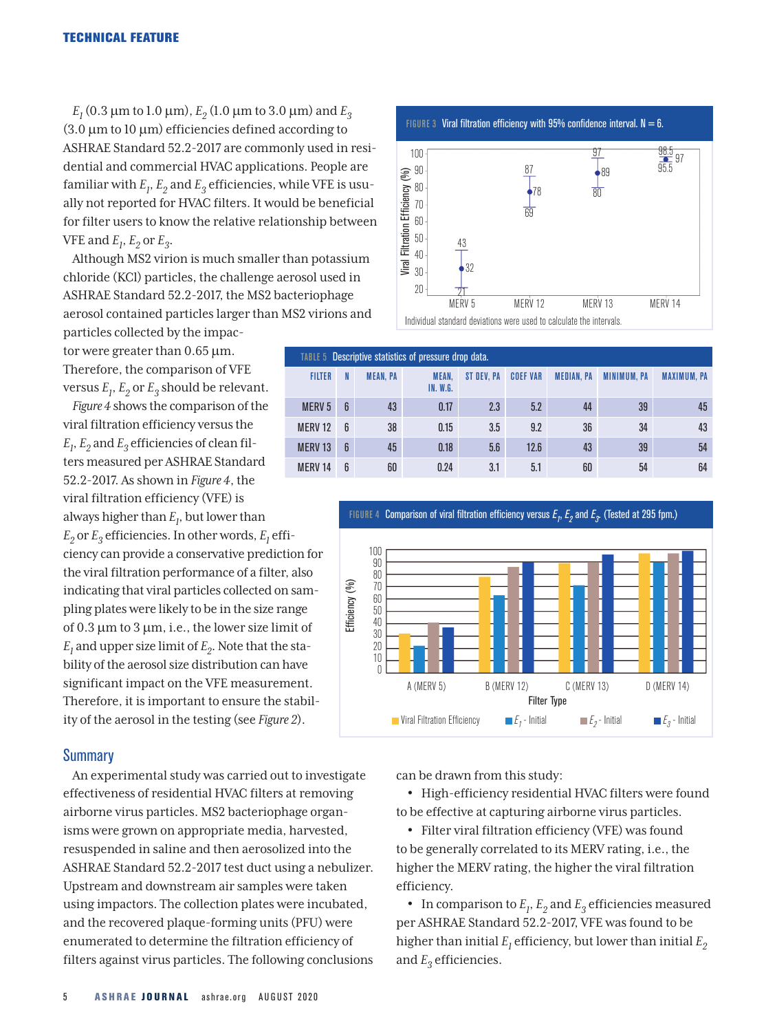$E_1$ (0.3 µm to 1.0 µm), $E_2$ (1.0 µm to 3.0 µm) and $E_3$ (3.0 µm to 10 µm) efficiencies defined according to ASHRAE Standard 52.2-2017 are commonly used in residential and commercial HVAC applications. People are familiar with $E_1$, $E_2$ and $E_3$ efficiencies, while VFE is usually not reported for HVAC filters. It would be beneficial for filter users to know the relative relationship between VFE and $E_1$, $E_2$ or $E_3$.

Although MS2 virion is much smaller than potassium chloride (KCl) particles, the challenge aerosol used in ASHRAE Standard 52.2-2017, the MS2 bacteriophage aerosol contained particles larger than MS2 virions and particles collected by the impactor were greater than 0.65 µm. Therefore, the comparison of VFE versus $E_1$, $E_2$ or $E_3$ should be relevant.

*Figure 4* shows the comparison of the viral filtration efficiency versus the $E_1$, $E_2$ and $E_3$ efficiencies of clean filters measured per ASHRAE Standard 52.2-2017. As shown in *Figure 4*, the viral filtration efficiency (VFE) is always higher than $E_1$, but lower than $E_2$ or $E_3$ efficiencies. In other words, $E_1$ efficiency can provide a conservative prediction for the viral filtration performance of a filter, also indicating that viral particles collected on sampling plates were likely to be in the size range of 0.3 µm to 3 µm, i.e., the lower size limit of $E_1$ and upper size limit of $E_2$. Note that the stability of the aerosol size distribution can have significant impact on the VFE measurement. Therefore, it is important to ensure the stability of the aerosol in the testing (see *Figure 2*).

FIGURE 3 Viral filtration efficiency with 95% confidence interval. N = 6.

Individual standard deviations were used to calculate the intervals.

TABLE 5 Descriptive statistics of pressure drop data.

| FILTER | N | MEAN, PA | MEAN, IN. W.G. | ST DEV, PA | COEF VAR | MEDIAN, PA | MINIMUM, PA | MAXIMUM, PA |
|---|---|---|---|---|---|---|---|---|
| MERV 5 | 6 | 43 | 0.17 | 2.3 | 5.2 | 44 | 39 | 45 |
| MERV 12 | 6 | 38 | 0.15 | 3.5 | 9.2 | 36 | 34 | 43 |
| MERV 13 | 6 | 45 | 0.18 | 5.6 | 12.6 | 43 | 39 | 54 |
| MERV 14 | 6 | 60 | 0.24 | 3.1 | 5.1 | 60 | 54 | 64 |

FIGURE 4 Comparison of viral filtration efficiency versus $E_1$, $E_2$ and $E_3$. (Tested at 295 fpm.)

## Summary

An experimental study was carried out to investigate effectiveness of residential HVAC filters at removing airborne virus particles. MS2 bacteriophage organisms were grown on appropriate media, harvested, resuspended in saline and then aerosolized into the ASHRAE Standard 52.2-2017 test duct using a nebulizer. Upstream and downstream air samples were taken using impactors. The collection plates were incubated, and the recovered plaque-forming units (PFU) were enumerated to determine the filtration efficiency of filters against virus particles. The following conclusions can be drawn from this study:

- High-efficiency residential HVAC filters were found to be effective at capturing airborne virus particles.
- Filter viral filtration efficiency (VFE) was found to be generally correlated to its MERV rating, i.e., the higher the MERV rating, the higher the viral filtration efficiency.
- In comparison to $E_1$, $E_2$ and $E_3$ efficiencies measured per ASHRAE Standard 52.2-2017, VFE was found to be higher than initial $E_1$ efficiency, but lower than initial $E_2$ and $E_3$ efficiencies.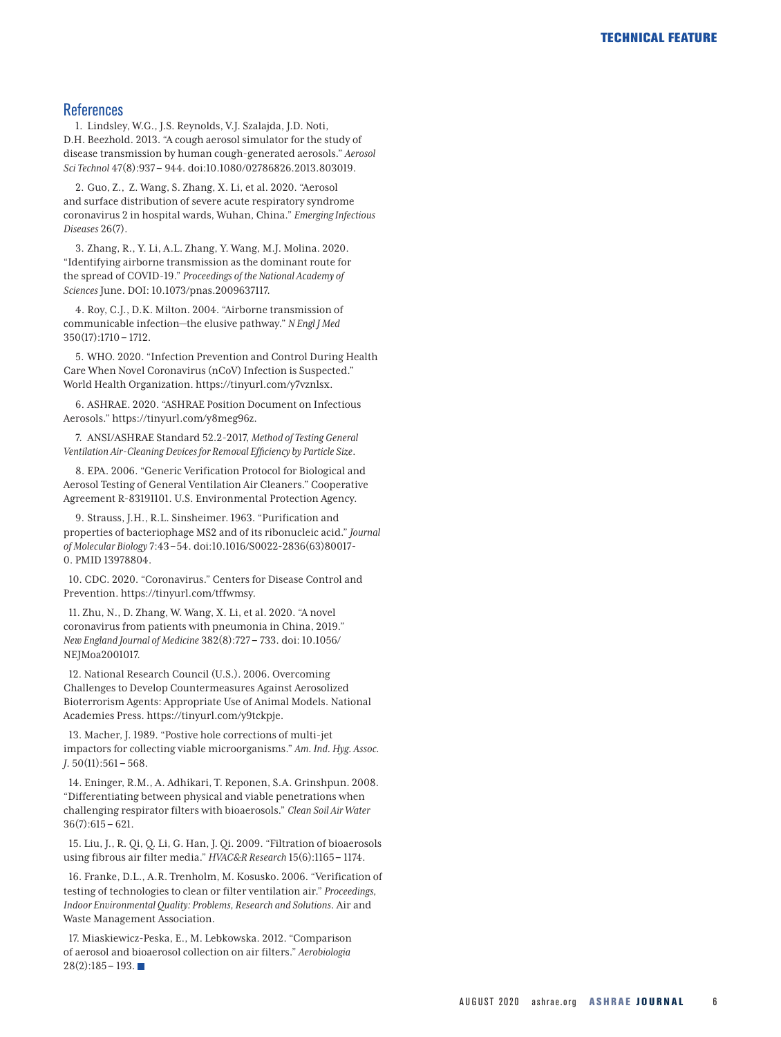## References

1. Lindsley, W.G., J.S. Reynolds, V.J. Szalajda, J.D. Noti, D.H. Beezhold. 2013. "A cough aerosol simulator for the study of disease transmission by human cough-generated aerosols." *Aerosol Sci Technol* 47(8):937 – 944. doi:10.1080/02786826.2013.803019.

2. Guo, Z., Z. Wang, S. Zhang, X. Li, et al. 2020. "Aerosol and surface distribution of severe acute respiratory syndrome coronavirus 2 in hospital wards, Wuhan, China." *Emerging Infectious Diseases* 26(7).

3. Zhang, R., Y. Li, A.L. Zhang, Y. Wang, M.J. Molina. 2020. "Identifying airborne transmission as the dominant route for the spread of COVID-19." *Proceedings of the National Academy of Sciences* June. DOI: 10.1073/pnas.2009637117.

4. Roy, C.J., D.K. Milton. 2004. "Airborne transmission of communicable infection—the elusive pathway." *N Engl J Med* 350(17):1710 – 1712.

5. WHO. 2020. "Infection Prevention and Control During Health Care When Novel Coronavirus (nCoV) Infection is Suspected." World Health Organization. https://tinyurl.com/y7vznlsx.

6. ASHRAE. 2020. "ASHRAE Position Document on Infectious Aerosols." https://tinyurl.com/y8meg96z.

7. ANSI/ASHRAE Standard 52.2-2017, *Method of Testing General Ventilation Air-Cleaning Devices for Removal Efficiency by Particle Size*.

8. EPA. 2006. "Generic Verification Protocol for Biological and Aerosol Testing of General Ventilation Air Cleaners." Cooperative Agreement R-83191101. U.S. Environmental Protection Agency.

9. Strauss, J.H., R.L. Sinsheimer. 1963. "Purification and properties of bacteriophage MS2 and of its ribonucleic acid." *Journal of Molecular Biology* 7:43 – 54. doi:10.1016/S0022-2836(63)80017-0. PMID 13978804.

10. CDC. 2020. "Coronavirus." Centers for Disease Control and Prevention. https://tinyurl.com/tffwmsy.

11. Zhu, N., D. Zhang, W. Wang, X. Li, et al. 2020. "A novel coronavirus from patients with pneumonia in China, 2019." *New England Journal of Medicine* 382(8):727 – 733. doi: 10.1056/NEJMoa2001017.

12. National Research Council (U.S.). 2006. Overcoming Challenges to Develop Countermeasures Against Aerosolized Bioterrorism Agents: Appropriate Use of Animal Models. National Academies Press. https://tinyurl.com/y9tckpje.

13. Macher, J. 1989. "Postive hole corrections of multi-jet impactors for collecting viable microorganisms." *Am. Ind. Hyg. Assoc. J.* 50(11):561 – 568.

14. Eninger, R.M., A. Adhikari, T. Reponen, S.A. Grinshpun. 2008. "Differentiating between physical and viable penetrations when challenging respirator filters with bioaerosols." *Clean Soil Air Water* 36(7):615 – 621.

15. Liu, J., R. Qi, Q. Li, G. Han, J. Qi. 2009. "Filtration of bioaerosols using fibrous air filter media." *HVAC&R Research* 15(6):1165 – 1174.

16. Franke, D.L., A.R. Trenholm, M. Kosusko. 2006. "Verification of testing of technologies to clean or filter ventilation air." *Proceedings, Indoor Environmental Quality: Problems, Research and Solutions*. Air and Waste Management Association.

17. Miaskiewicz-Peska, E., M. Lebkowska. 2012. "Comparison of aerosol and bioaerosol collection on air filters." *Aerobiologia* 28(2):185 – 193. ■